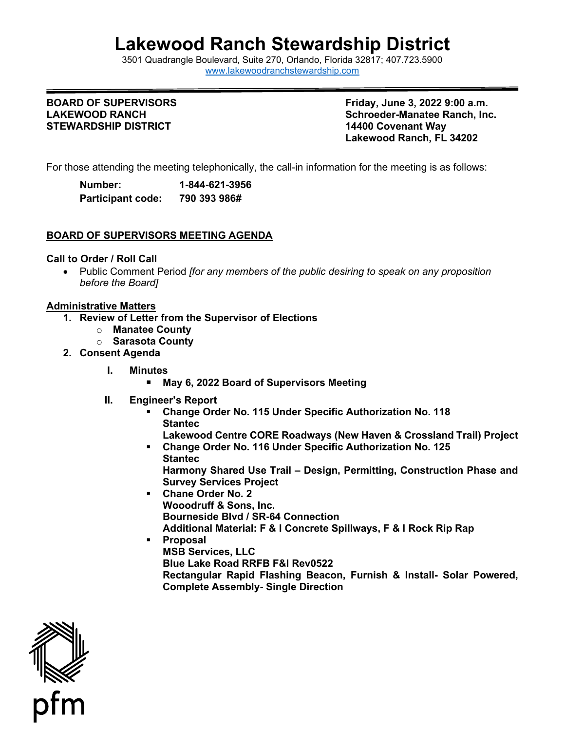# Lakewood Ranch Stewardship District

3501 Quadrangle Boulevard, Suite 270, Orlando, Florida 32817; 407.723.5900
www.lakewoodranchstewardship.com

**BOARD OF SUPERVISORS**
**LAKEWOOD RANCH**
**STEWARDSHIP DISTRICT**

**Friday, June 3, 2022 9:00 a.m.**
**Schroeder-Manatee Ranch, Inc.**
**14400 Covenant Way**
**Lakewood Ranch, FL 34202**

For those attending the meeting telephonically, the call-in information for the meeting is as follows:

**Number:** **1-844-621-3956**
**Participant code:** **790 393 986#**

## BOARD OF SUPERVISORS MEETING AGENDA

**Call to Order / Roll Call**

- Public Comment Period *[for any members of the public desiring to speak on any proposition before the Board]*

**Administrative Matters**

1. **Review of Letter from the Supervisor of Elections**
   - **Manatee County**
   - **Sarasota County**
2. **Consent Agenda**

   I. **Minutes**
   - **May 6, 2022 Board of Supervisors Meeting**

   II. **Engineer's Report**
   - **Change Order No. 115 Under Specific Authorization No. 118**
     **Stantec**
     **Lakewood Centre CORE Roadways (New Haven & Crossland Trail) Project**
   - **Change Order No. 116 Under Specific Authorization No. 125**
     **Stantec**
     **Harmony Shared Use Trail – Design, Permitting, Construction Phase and Survey Services Project**
   - **Chane Order No. 2**
     **Wooodruff & Sons, Inc.**
     **Bourneside Blvd / SR-64 Connection**
     **Additional Material: F & I Concrete Spillways, F & I Rock Rip Rap**
   - **Proposal**
     **MSB Services, LLC**
     **Blue Lake Road RRFB F&I Rev0522**
     **Rectangular Rapid Flashing Beacon, Furnish & Install- Solar Powered, Complete Assembly- Single Direction**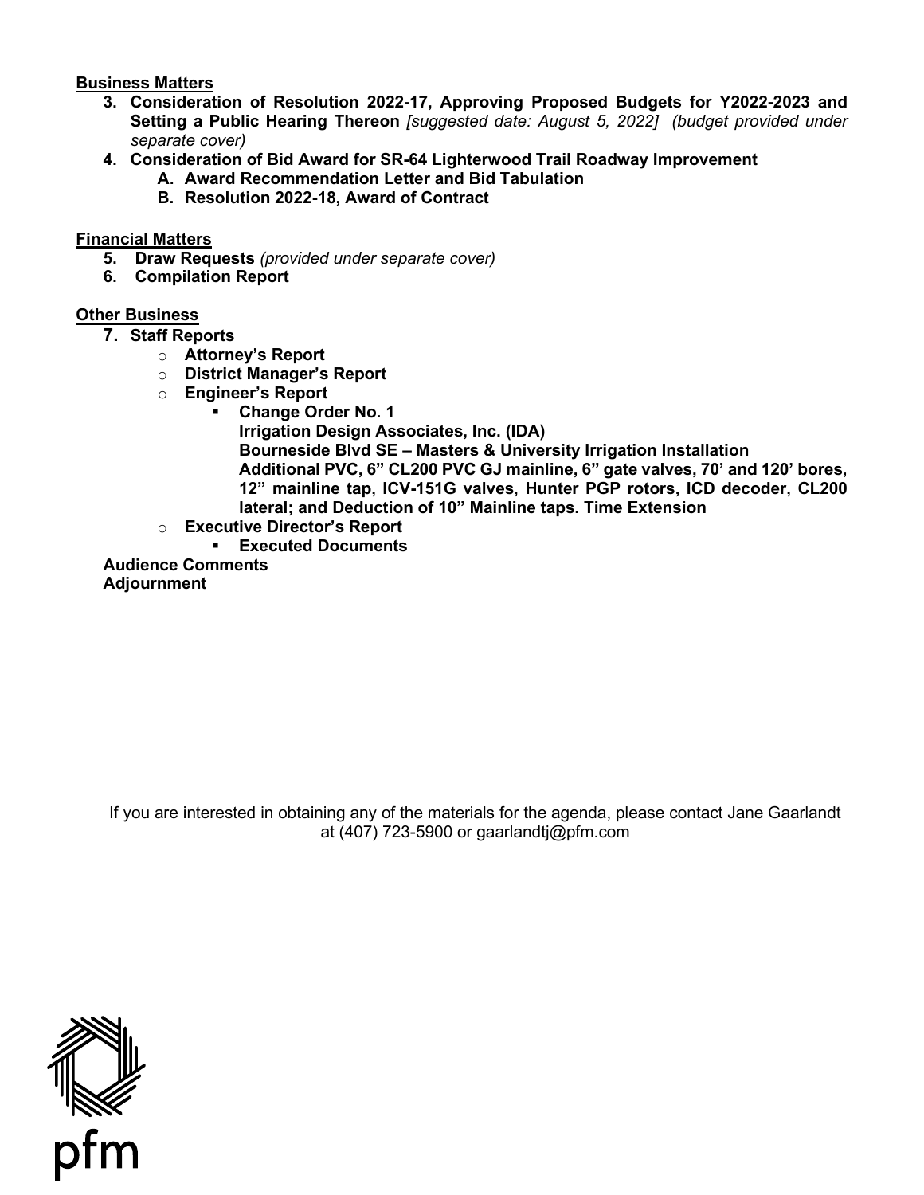**Business Matters**

3. **Consideration of Resolution 2022-17, Approving Proposed Budgets for Y2022-2023 and Setting a Public Hearing Thereon** *[suggested date: August 5, 2022] (budget provided under separate cover)*
4. **Consideration of Bid Award for SR-64 Lighterwood Trail Roadway Improvement**
   - **A. Award Recommendation Letter and Bid Tabulation**
   - **B. Resolution 2022-18, Award of Contract**

**Financial Matters**

5. **Draw Requests** *(provided under separate cover)*
6. **Compilation Report**

**Other Business**

7. **Staff Reports**
   - **Attorney's Report**
   - **District Manager's Report**
   - **Engineer's Report**
     - **Change Order No. 1**
       **Irrigation Design Associates, Inc. (IDA)**
       **Bourneside Blvd SE – Masters & University Irrigation Installation**
       **Additional PVC, 6" CL200 PVC GJ mainline, 6" gate valves, 70' and 120' bores, 12" mainline tap, ICV-151G valves, Hunter PGP rotors, ICD decoder, CL200 lateral; and Deduction of 10" Mainline taps. Time Extension**
   - **Executive Director's Report**
     - **Executed Documents**

**Audience Comments**

**Adjournment**

If you are interested in obtaining any of the materials for the agenda, please contact Jane Gaarlandt at (407) 723-5900 or gaarlandtj@pfm.com

pfm